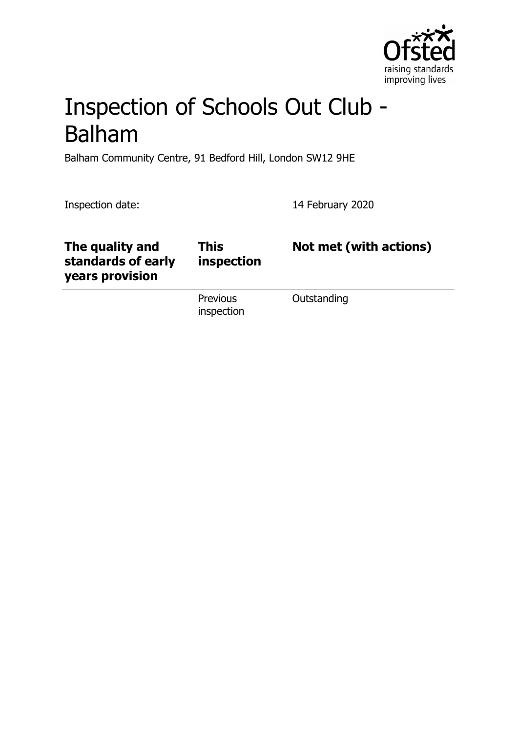# Inspection of Schools Out Club - Balham

Balham Community Centre, 91 Bedford Hill, London SW12 9HE

Inspection date: 14 February 2020

| **The quality and standards of early years provision** | **This inspection** | **Not met (with actions)** |
| --- | --- | --- |
| | Previous inspection | Outstanding |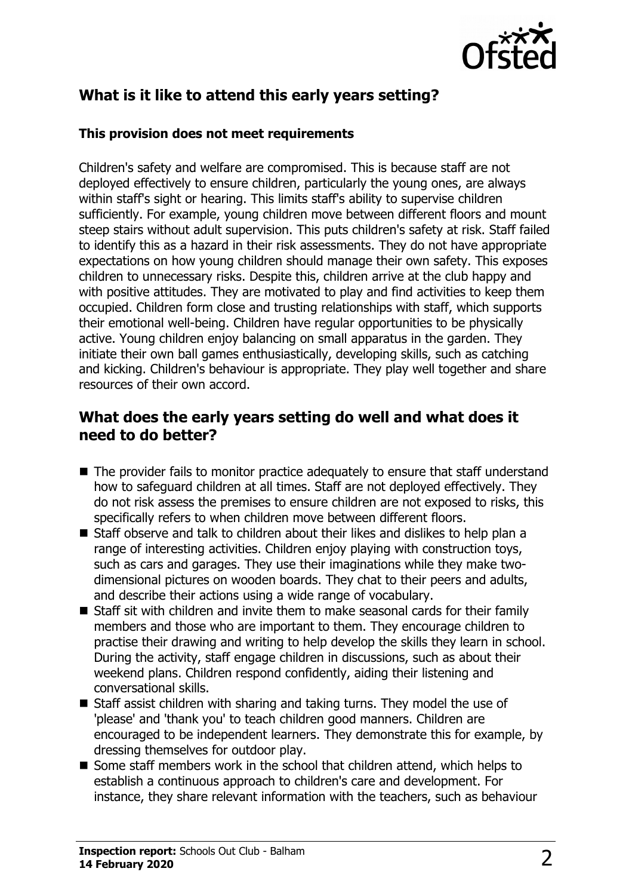## What is it like to attend this early years setting?

### This provision does not meet requirements

Children's safety and welfare are compromised. This is because staff are not deployed effectively to ensure children, particularly the young ones, are always within staff's sight or hearing. This limits staff's ability to supervise children sufficiently. For example, young children move between different floors and mount steep stairs without adult supervision. This puts children's safety at risk. Staff failed to identify this as a hazard in their risk assessments. They do not have appropriate expectations on how young children should manage their own safety. This exposes children to unnecessary risks. Despite this, children arrive at the club happy and with positive attitudes. They are motivated to play and find activities to keep them occupied. Children form close and trusting relationships with staff, which supports their emotional well-being. Children have regular opportunities to be physically active. Young children enjoy balancing on small apparatus in the garden. They initiate their own ball games enthusiastically, developing skills, such as catching and kicking. Children's behaviour is appropriate. They play well together and share resources of their own accord.

## What does the early years setting do well and what does it need to do better?

- The provider fails to monitor practice adequately to ensure that staff understand how to safeguard children at all times. Staff are not deployed effectively. They do not risk assess the premises to ensure children are not exposed to risks, this specifically refers to when children move between different floors.
- Staff observe and talk to children about their likes and dislikes to help plan a range of interesting activities. Children enjoy playing with construction toys, such as cars and garages. They use their imaginations while they make two-dimensional pictures on wooden boards. They chat to their peers and adults, and describe their actions using a wide range of vocabulary.
- Staff sit with children and invite them to make seasonal cards for their family members and those who are important to them. They encourage children to practise their drawing and writing to help develop the skills they learn in school. During the activity, staff engage children in discussions, such as about their weekend plans. Children respond confidently, aiding their listening and conversational skills.
- Staff assist children with sharing and taking turns. They model the use of 'please' and 'thank you' to teach children good manners. Children are encouraged to be independent learners. They demonstrate this for example, by dressing themselves for outdoor play.
- Some staff members work in the school that children attend, which helps to establish a continuous approach to children's care and development. For instance, they share relevant information with the teachers, such as behaviour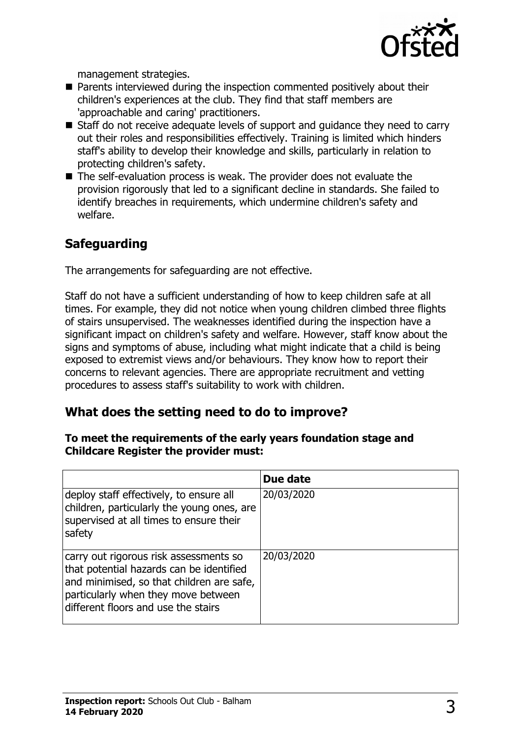management strategies.

- Parents interviewed during the inspection commented positively about their children's experiences at the club. They find that staff members are 'approachable and caring' practitioners.
- Staff do not receive adequate levels of support and guidance they need to carry out their roles and responsibilities effectively. Training is limited which hinders staff's ability to develop their knowledge and skills, particularly in relation to protecting children's safety.
- The self-evaluation process is weak. The provider does not evaluate the provision rigorously that led to a significant decline in standards. She failed to identify breaches in requirements, which undermine children's safety and welfare.

## Safeguarding

The arrangements for safeguarding are not effective.

Staff do not have a sufficient understanding of how to keep children safe at all times. For example, they did not notice when young children climbed three flights of stairs unsupervised. The weaknesses identified during the inspection have a significant impact on children's safety and welfare. However, staff know about the signs and symptoms of abuse, including what might indicate that a child is being exposed to extremist views and/or behaviours. They know how to report their concerns to relevant agencies. There are appropriate recruitment and vetting procedures to assess staff's suitability to work with children.

## What does the setting need to do to improve?

**To meet the requirements of the early years foundation stage and Childcare Register the provider must:**

| | Due date |
|---|---|
| deploy staff effectively, to ensure all children, particularly the young ones, are supervised at all times to ensure their safety | 20/03/2020 |
| carry out rigorous risk assessments so that potential hazards can be identified and minimised, so that children are safe, particularly when they move between different floors and use the stairs | 20/03/2020 |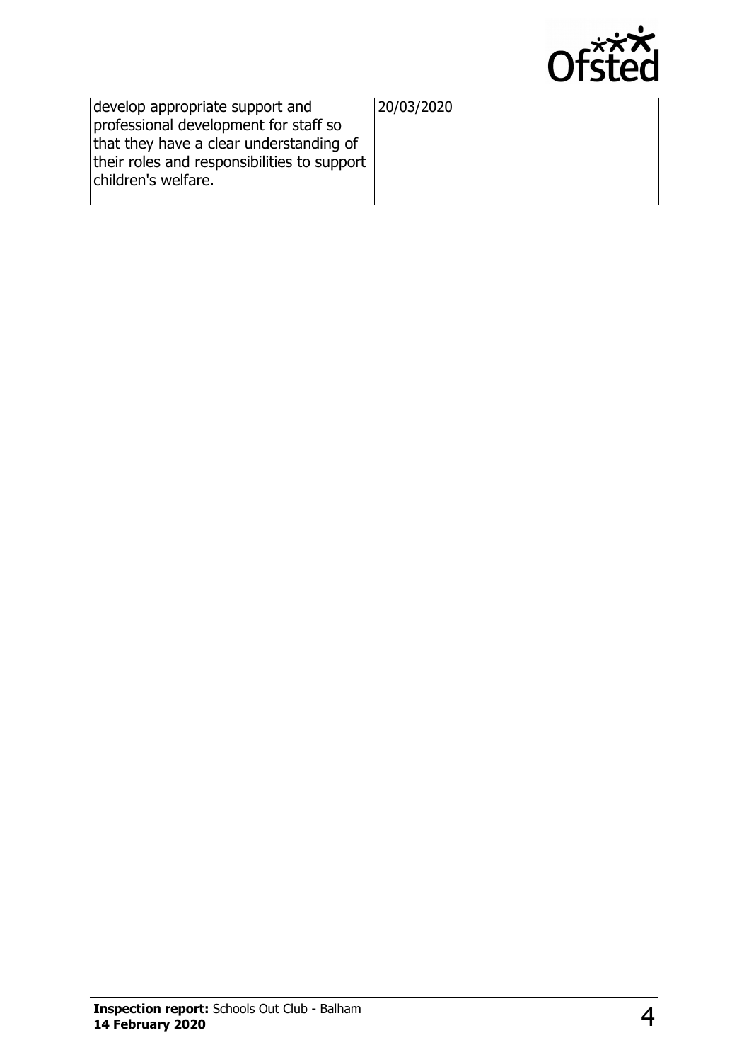| | |
|---|---|
| develop appropriate support and professional development for staff so that they have a clear understanding of their roles and responsibilities to support children's welfare. | 20/03/2020 |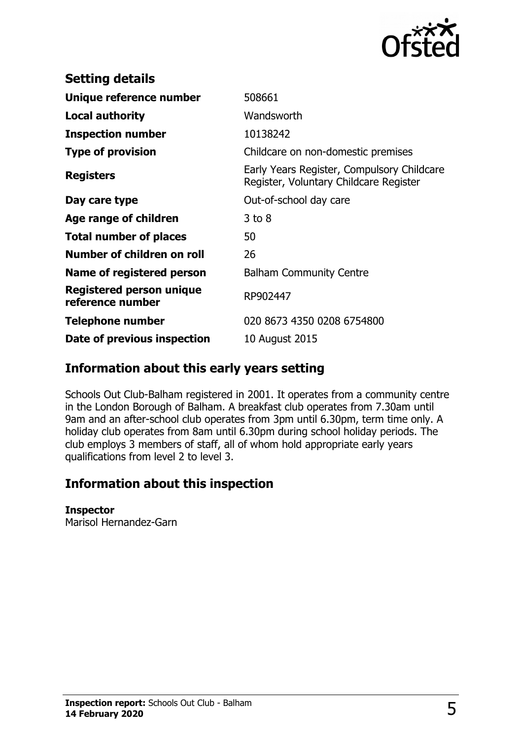## Setting details

| | |
|---|---|
| **Unique reference number** | 508661 |
| **Local authority** | Wandsworth |
| **Inspection number** | 10138242 |
| **Type of provision** | Childcare on non-domestic premises |
| **Registers** | Early Years Register, Compulsory Childcare Register, Voluntary Childcare Register |
| **Day care type** | Out-of-school day care |
| **Age range of children** | 3 to 8 |
| **Total number of places** | 50 |
| **Number of children on roll** | 26 |
| **Name of registered person** | Balham Community Centre |
| **Registered person unique reference number** | RP902447 |
| **Telephone number** | 020 8673 4350 0208 6754800 |
| **Date of previous inspection** | 10 August 2015 |

## Information about this early years setting

Schools Out Club-Balham registered in 2001. It operates from a community centre in the London Borough of Balham. A breakfast club operates from 7.30am until 9am and an after-school club operates from 3pm until 6.30pm, term time only. A holiday club operates from 8am until 6.30pm during school holiday periods. The club employs 3 members of staff, all of whom hold appropriate early years qualifications from level 2 to level 3.

## Information about this inspection

**Inspector**
Marisol Hernandez-Garn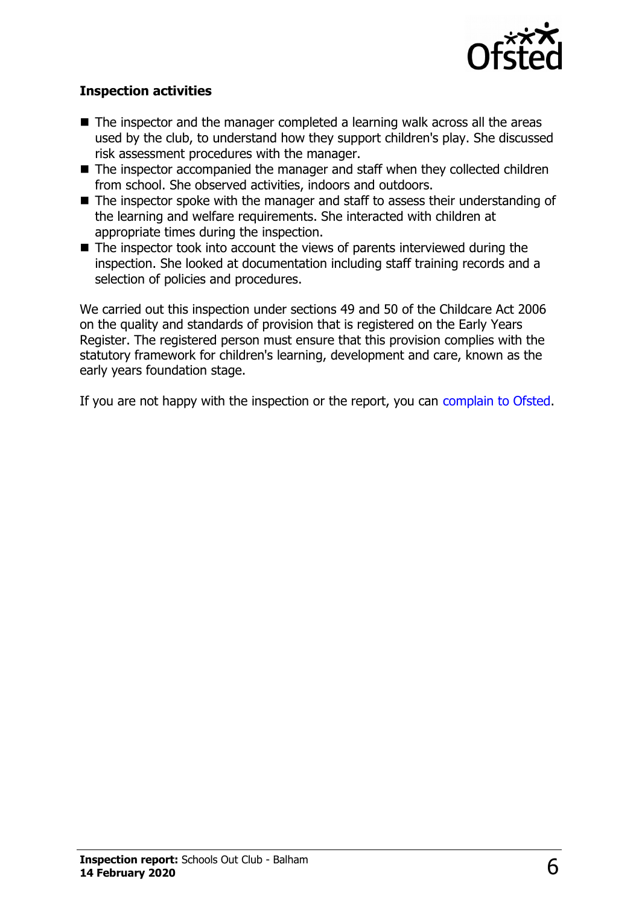**Inspection activities**

- The inspector and the manager completed a learning walk across all the areas used by the club, to understand how they support children's play. She discussed risk assessment procedures with the manager.
- The inspector accompanied the manager and staff when they collected children from school. She observed activities, indoors and outdoors.
- The inspector spoke with the manager and staff to assess their understanding of the learning and welfare requirements. She interacted with children at appropriate times during the inspection.
- The inspector took into account the views of parents interviewed during the inspection. She looked at documentation including staff training records and a selection of policies and procedures.

We carried out this inspection under sections 49 and 50 of the Childcare Act 2006 on the quality and standards of provision that is registered on the Early Years Register. The registered person must ensure that this provision complies with the statutory framework for children's learning, development and care, known as the early years foundation stage.

If you are not happy with the inspection or the report, you can complain to Ofsted.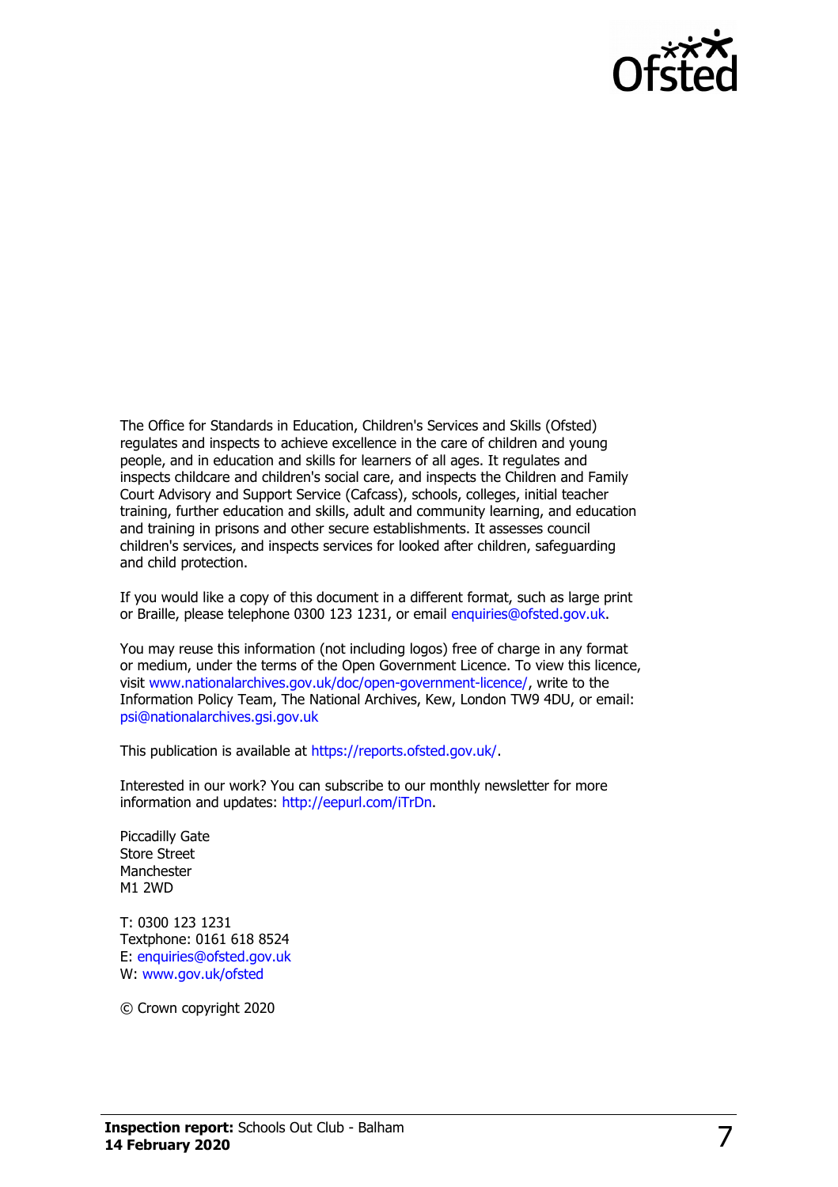The Office for Standards in Education, Children's Services and Skills (Ofsted) regulates and inspects to achieve excellence in the care of children and young people, and in education and skills for learners of all ages. It regulates and inspects childcare and children's social care, and inspects the Children and Family Court Advisory and Support Service (Cafcass), schools, colleges, initial teacher training, further education and skills, adult and community learning, and education and training in prisons and other secure establishments. It assesses council children's services, and inspects services for looked after children, safeguarding and child protection.

If you would like a copy of this document in a different format, such as large print or Braille, please telephone 0300 123 1231, or email enquiries@ofsted.gov.uk.

You may reuse this information (not including logos) free of charge in any format or medium, under the terms of the Open Government Licence. To view this licence, visit www.nationalarchives.gov.uk/doc/open-government-licence/, write to the Information Policy Team, The National Archives, Kew, London TW9 4DU, or email: psi@nationalarchives.gsi.gov.uk

This publication is available at https://reports.ofsted.gov.uk/.

Interested in our work? You can subscribe to our monthly newsletter for more information and updates: http://eepurl.com/iTrDn.

Piccadilly Gate
Store Street
Manchester
M1 2WD

T: 0300 123 1231
Textphone: 0161 618 8524
E: enquiries@ofsted.gov.uk
W: www.gov.uk/ofsted

© Crown copyright 2020